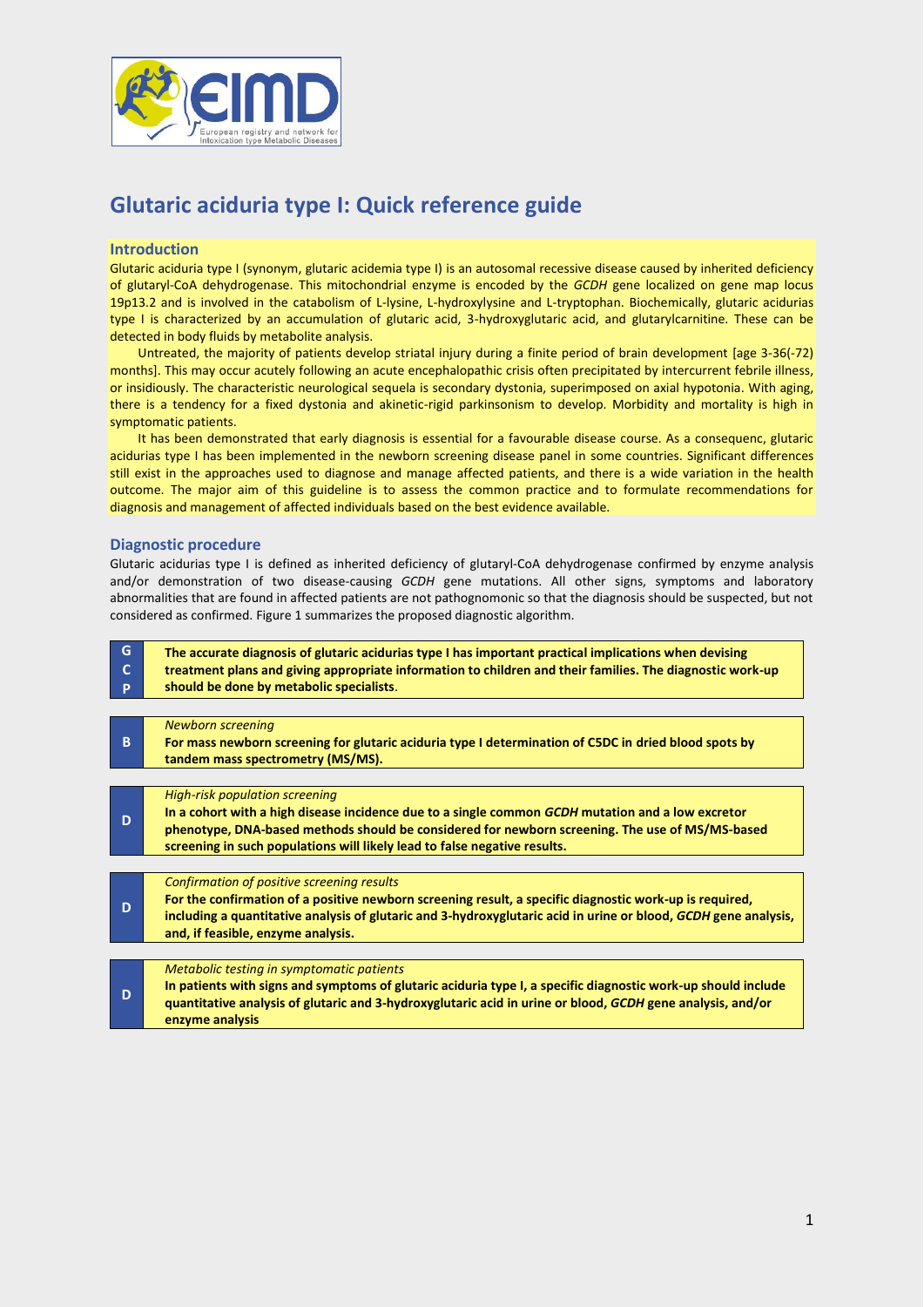# Glutaric aciduria type I: Quick reference guide

## Introduction

Glutaric aciduria type I (synonym, glutaric acidemia type I) is an autosomal recessive disease caused by inherited deficiency of glutaryl-CoA dehydrogenase. This mitochondrial enzyme is encoded by the *GCDH* gene localized on gene map locus 19p13.2 and is involved in the catabolism of L-lysine, L-hydroxylysine and L-tryptophan. Biochemically, glutaric acidurias type I is characterized by an accumulation of glutaric acid, 3-hydroxyglutaric acid, and glutarylcarnitine. These can be detected in body fluids by metabolite analysis.

Untreated, the majority of patients develop striatal injury during a finite period of brain development [age 3-36(-72) months]. This may occur acutely following an acute encephalopathic crisis often precipitated by intercurrent febrile illness, or insidiously. The characteristic neurological sequela is secondary dystonia, superimposed on axial hypotonia. With aging, there is a tendency for a fixed dystonia and akinetic-rigid parkinsonism to develop. Morbidity and mortality is high in symptomatic patients.

It has been demonstrated that early diagnosis is essential for a favourable disease course. As a consequenc, glutaric acidurias type I has been implemented in the newborn screening disease panel in some countries. Significant differences still exist in the approaches used to diagnose and manage affected patients, and there is a wide variation in the health outcome. The major aim of this guideline is to assess the common practice and to formulate recommendations for diagnosis and management of affected individuals based on the best evidence available.

## Diagnostic procedure

Glutaric acidurias type I is defined as inherited deficiency of glutaryl-CoA dehydrogenase confirmed by enzyme analysis and/or demonstration of two disease-causing *GCDH* gene mutations. All other signs, symptoms and laboratory abnormalities that are found in affected patients are not pathognomonic so that the diagnosis should be suspected, but not considered as confirmed. Figure 1 summarizes the proposed diagnostic algorithm.

| | |
|---|---|
| **GCP** | **The accurate diagnosis of glutaric acidurias type I has important practical implications when devising treatment plans and giving appropriate information to children and their families. The diagnostic work-up should be done by metabolic specialists**. |

| | |
|---|---|
| **B** | *Newborn screening*<br>**For mass newborn screening for glutaric aciduria type I determination of C5DC in dried blood spots by tandem mass spectrometry (MS/MS).** |

| | |
|---|---|
| **D** | *High-risk population screening*<br>**In a cohort with a high disease incidence due to a single common *GCDH* mutation and a low excretor phenotype, DNA-based methods should be considered for newborn screening. The use of MS/MS-based screening in such populations will likely lead to false negative results.** |

| | |
|---|---|
| **D** | *Confirmation of positive screening results*<br>**For the confirmation of a positive newborn screening result, a specific diagnostic work-up is required, including a quantitative analysis of glutaric and 3-hydroxyglutaric acid in urine or blood, *GCDH* gene analysis, and, if feasible, enzyme analysis.** |

| | |
|---|---|
| **D** | *Metabolic testing in symptomatic patients*<br>**In patients with signs and symptoms of glutaric aciduria type I, a specific diagnostic work-up should include quantitative analysis of glutaric and 3-hydroxyglutaric acid in urine or blood, *GCDH* gene analysis, and/or enzyme analysis** |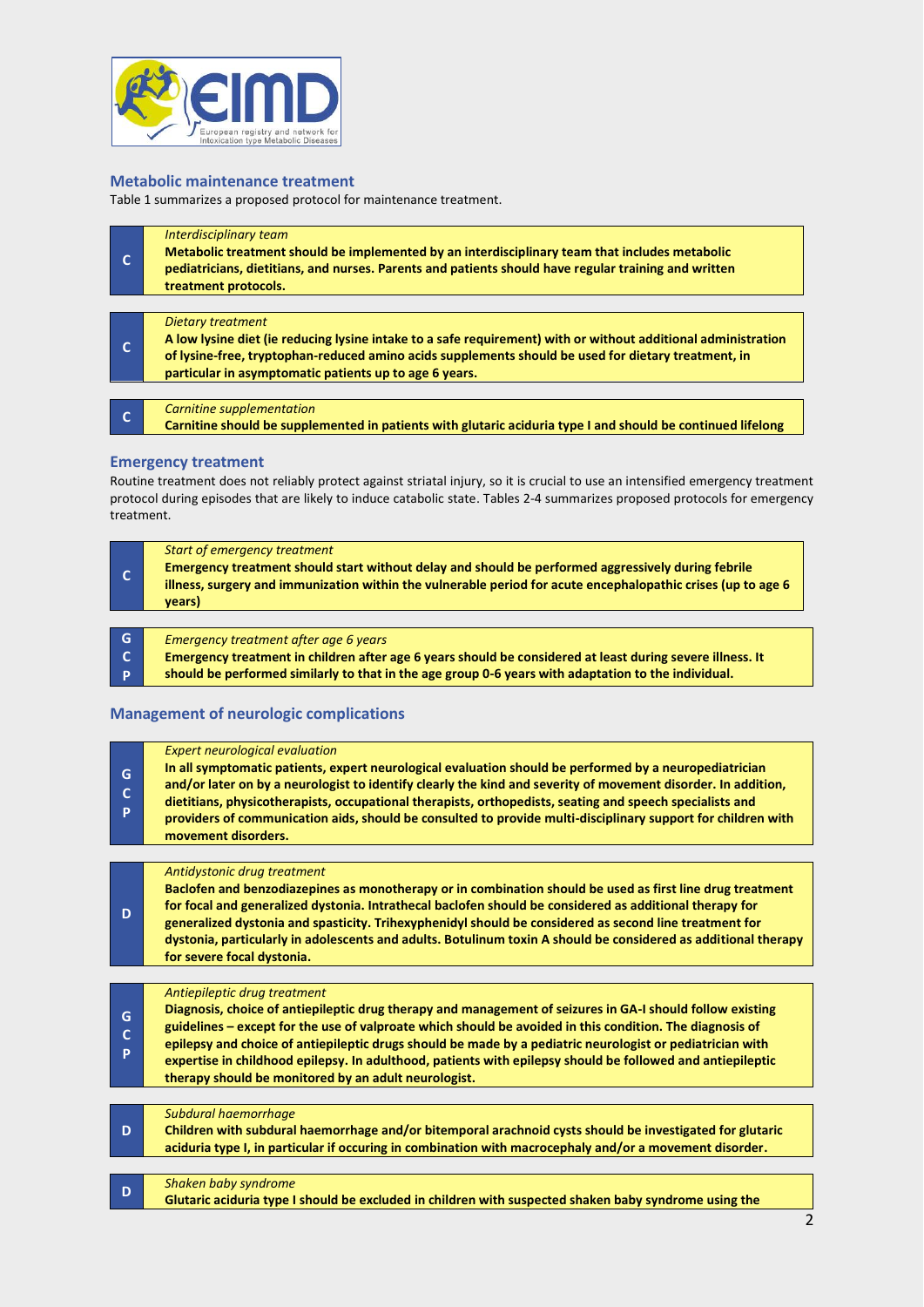## Metabolic maintenance treatment

Table 1 summarizes a proposed protocol for maintenance treatment.

| | |
|---|---|
| C | *Interdisciplinary team*<br>**Metabolic treatment should be implemented by an interdisciplinary team that includes metabolic pediatricians, dietitians, and nurses. Parents and patients should have regular training and written treatment protocols.** |

| | |
|---|---|
| C | *Dietary treatment*<br>**A low lysine diet (ie reducing lysine intake to a safe requirement) with or without additional administration of lysine-free, tryptophan-reduced amino acids supplements should be used for dietary treatment, in particular in asymptomatic patients up to age 6 years.** |

| | |
|---|---|
| C | *Carnitine supplementation*<br>**Carnitine should be supplemented in patients with glutaric aciduria type I and should be continued lifelong** |

## Emergency treatment

Routine treatment does not reliably protect against striatal injury, so it is crucial to use an intensified emergency treatment protocol during episodes that are likely to induce catabolic state. Tables 2-4 summarizes proposed protocols for emergency treatment.

| | |
|---|---|
| C | *Start of emergency treatment*<br>**Emergency treatment should start without delay and should be performed aggressively during febrile illness, surgery and immunization within the vulnerable period for acute encephalopathic crises (up to age 6 years)** |

| | |
|---|---|
| GCP | *Emergency treatment after age 6 years*<br>**Emergency treatment in children after age 6 years should be considered at least during severe illness. It should be performed similarly to that in the age group 0-6 years with adaptation to the individual.** |

## Management of neurologic complications

| | |
|---|---|
| GCP | *Expert neurological evaluation*<br>**In all symptomatic patients, expert neurological evaluation should be performed by a neuropediatrician and/or later on by a neurologist to identify clearly the kind and severity of movement disorder. In addition, dietitians, physicotherapists, occupational therapists, orthopedists, seating and speech specialists and providers of communication aids, should be consulted to provide multi-disciplinary support for children with movement disorders.** |

| | |
|---|---|
| D | *Antidystonic drug treatment*<br>**Baclofen and benzodiazepines as monotherapy or in combination should be used as first line drug treatment for focal and generalized dystonia. Intrathecal baclofen should be considered as additional therapy for generalized dystonia and spasticity. Trihexyphenidyl should be considered as second line treatment for dystonia, particularly in adolescents and adults. Botulinum toxin A should be considered as additional therapy for severe focal dystonia.** |

| | |
|---|---|
| GCP | *Antiepileptic drug treatment*<br>**Diagnosis, choice of antiepileptic drug therapy and management of seizures in GA-I should follow existing guidelines – except for the use of valproate which should be avoided in this condition. The diagnosis of epilepsy and choice of antiepileptic drugs should be made by a pediatric neurologist or pediatrician with expertise in childhood epilepsy. In adulthood, patients with epilepsy should be followed and antiepileptic therapy should be monitored by an adult neurologist.** |

| | |
|---|---|
| D | *Subdural haemorrhage*<br>**Children with subdural haemorrhage and/or bitemporal arachnoid cysts should be investigated for glutaric aciduria type I, in particular if occuring in combination with macrocephaly and/or a movement disorder.** |

| | |
|---|---|
| D | *Shaken baby syndrome*<br>**Glutaric aciduria type I should be excluded in children with suspected shaken baby syndrome using the** |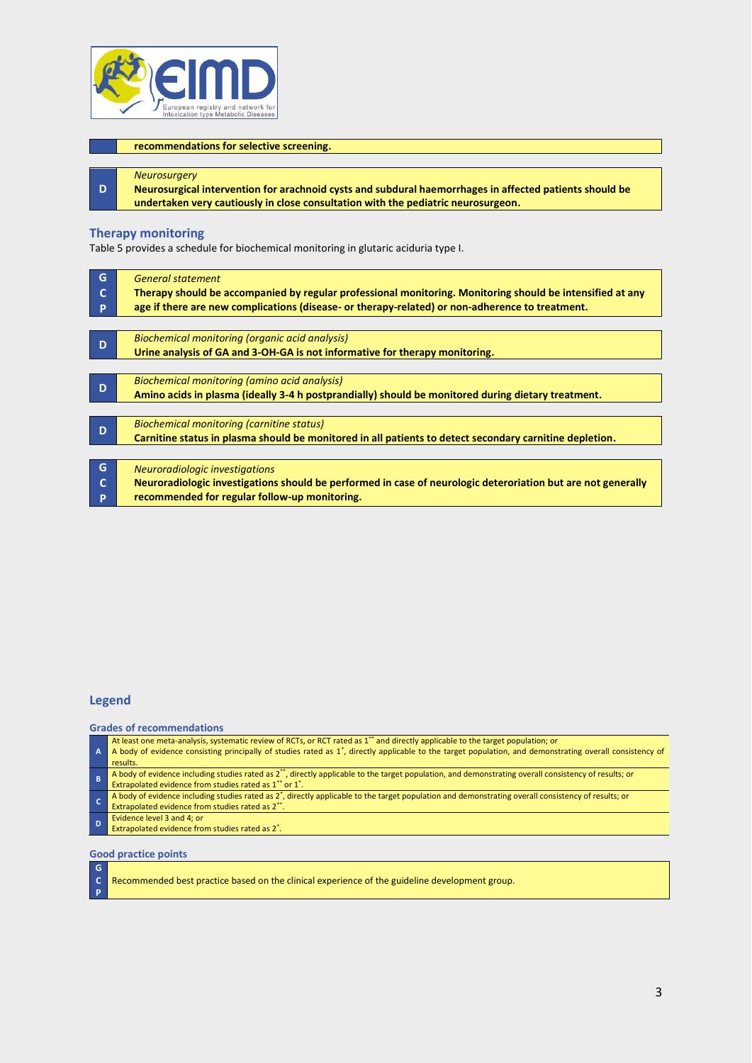| | recommendations for selective screening. |
|---|---|

| D | *Neurosurgery*<br>**Neurosurgical intervention for arachnoid cysts and subdural haemorrhages in affected patients should be undertaken very cautiously in close consultation with the pediatric neurosurgeon.** |
|---|---|

## Therapy monitoring

Table 5 provides a schedule for biochemical monitoring in glutaric aciduria type I.

| GCP | *General statement*<br>**Therapy should be accompanied by regular professional monitoring. Monitoring should be intensified at any age if there are new complications (disease- or therapy-related) or non-adherence to treatment.** |
|---|---|

| D | *Biochemical monitoring (organic acid analysis)*<br>**Urine analysis of GA and 3-OH-GA is not informative for therapy monitoring.** |
|---|---|

| D | *Biochemical monitoring (amino acid analysis)*<br>**Amino acids in plasma (ideally 3-4 h postprandially) should be monitored during dietary treatment.** |
|---|---|

| D | *Biochemical monitoring (carnitine status)*<br>**Carnitine status in plasma should be monitored in all patients to detect secondary carnitine depletion.** |
|---|---|

| GCP | *Neuroradiologic investigations*<br>**Neuroradiologic investigations should be performed in case of neurologic deterioration but are not generally recommended for regular follow-up monitoring.** |
|---|---|

## Legend

### Grades of recommendations

| Grade | Description |
|---|---|
| A | At least one meta-analysis, systematic review of RCTs, or RCT rated as $1^{++}$ and directly applicable to the target population; or<br>A body of evidence consisting principally of studies rated as $1^{+}$, directly applicable to the target population, and demonstrating overall consistency of results. |
| B | A body of evidence including studies rated as $2^{++}$, directly applicable to the target population, and demonstrating overall consistency of results; or<br>Extrapolated evidence from studies rated as $1^{++}$ or $1^{+}$. |
| C | A body of evidence including studies rated as $2^{+}$, directly applicable to the target population and demonstrating overall consistency of results; or<br>Extrapolated evidence from studies rated as $2^{++}$. |
| D | Evidence level 3 and 4; or<br>Extrapolated evidence from studies rated as $2^{+}$. |

### Good practice points

| GCP | Recommended best practice based on the clinical experience of the guideline development group. |
|---|---|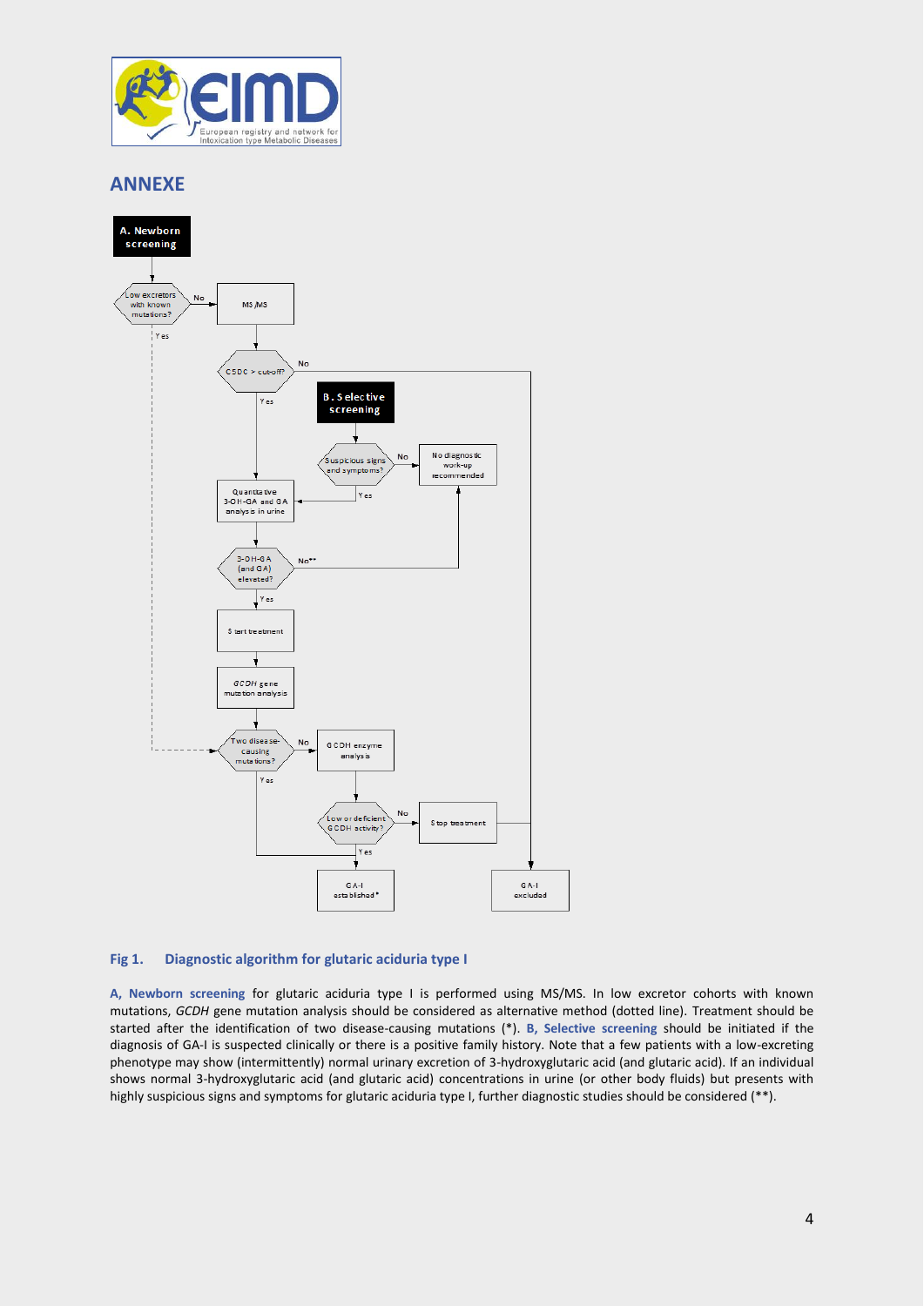## ANNEXE

A. Newborn screening

Low excretors with known mutations? — No → MS/MS; Yes → (dotted line) Two disease-causing mutations?

MS/MS → C5DC > cut-off? — No → GA-I excluded; Yes → Quantitative 3-OH-GA and GA analysis in urine

B. Selective screening

Suspicious signs and symptoms? — No → No diagnostic work-up recommended; Yes → Quantitative 3-OH-GA and GA analysis in urine

3-OH-GA (and GA) elevated? — No** → No diagnostic work-up recommended; Yes → Start treatment

Start treatment → *GCDH* gene mutation analysis

Two disease-causing mutations? — No → GCDH enzyme analysis; Yes → GA-I established*

Low or deficient GCDH activity? — No → Stop treatment → GA-I excluded; Yes → GA-I established*

**Fig 1. Diagnostic algorithm for glutaric aciduria type I**

**A, Newborn screening** for glutaric aciduria type I is performed using MS/MS. In low excretor cohorts with known mutations, *GCDH* gene mutation analysis should be considered as alternative method (dotted line). Treatment should be started after the identification of two disease-causing mutations (*). **B, Selective screening** should be initiated if the diagnosis of GA-I is suspected clinically or there is a positive family history. Note that a few patients with a low-excreting phenotype may show (intermittently) normal urinary excretion of 3-hydroxyglutaric acid (and glutaric acid). If an individual shows normal 3-hydroxyglutaric acid (and glutaric acid) concentrations in urine (or other body fluids) but presents with highly suspicious signs and symptoms for glutaric aciduria type I, further diagnostic studies should be considered (**).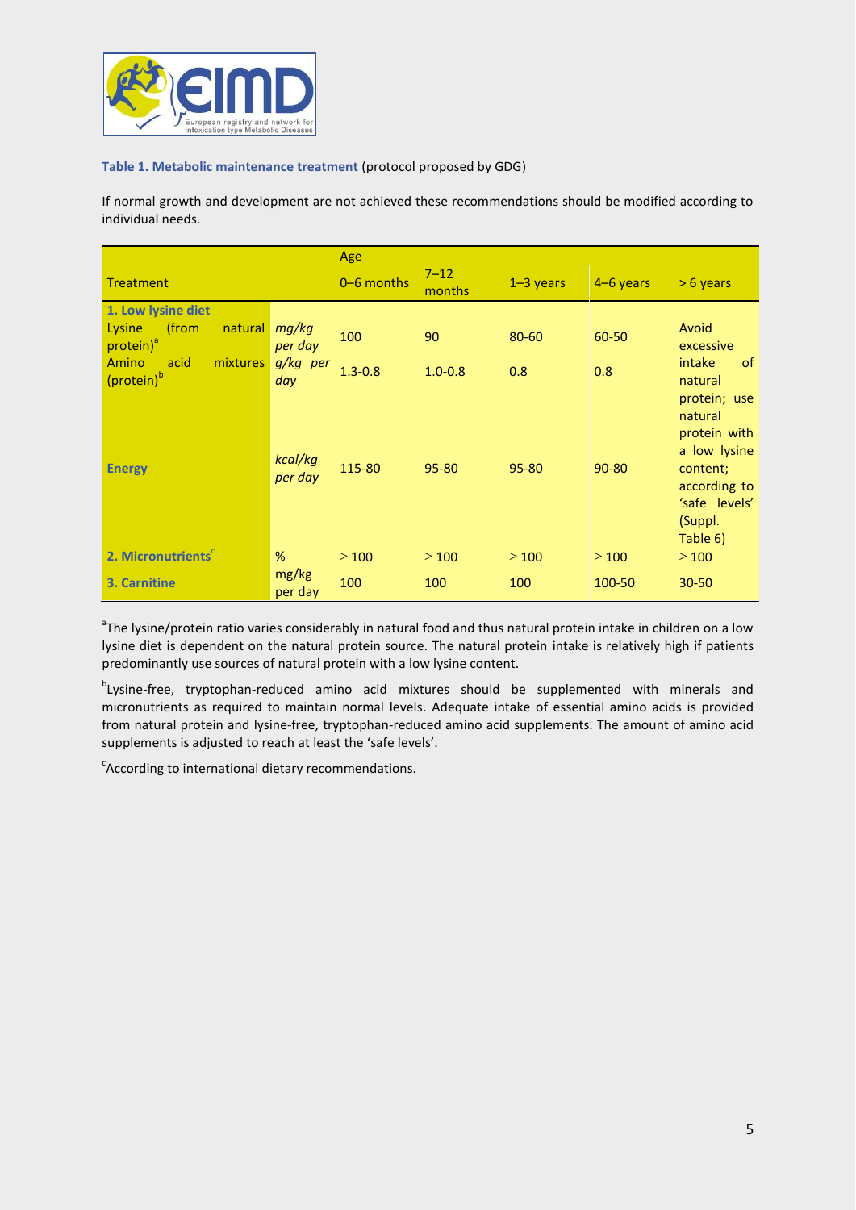**Table 1. Metabolic maintenance treatment** (protocol proposed by GDG)

If normal growth and development are not achieved these recommendations should be modified according to individual needs.

| Treatment | | Age | | | | |
|---|---|---|---|---|---|---|
| | | 0–6 months | 7–12 months | 1–3 years | 4–6 years | > 6 years |
| **1. Low lysine diet** | | | | | | |
| Lysine (from natural protein)[a] | *mg/kg per day* | 100 | 90 | 80-60 | 60-50 | Avoid excessive intake of natural protein; use natural protein with a low lysine content; according to 'safe levels' (Suppl. Table 6) |
| Amino acid mixtures (protein)[b] | *g/kg per day* | 1.3-0.8 | 1.0-0.8 | 0.8 | 0.8 | |
| **Energy** | *kcal/kg per day* | 115-80 | 95-80 | 95-80 | 90-80 | |
| **2. Micronutrients**[c] | % | ≥ 100 | ≥ 100 | ≥ 100 | ≥ 100 | ≥ 100 |
| **3. Carnitine** | mg/kg per day | 100 | 100 | 100 | 100-50 | 30-50 |

[a]The lysine/protein ratio varies considerably in natural food and thus natural protein intake in children on a low lysine diet is dependent on the natural protein source. The natural protein intake is relatively high if patients predominantly use sources of natural protein with a low lysine content.

[b]Lysine-free, tryptophan-reduced amino acid mixtures should be supplemented with minerals and micronutrients as required to maintain normal levels. Adequate intake of essential amino acids is provided from natural protein and lysine-free, tryptophan-reduced amino acid supplements. The amount of amino acid supplements is adjusted to reach at least the 'safe levels'.

[c]According to international dietary recommendations.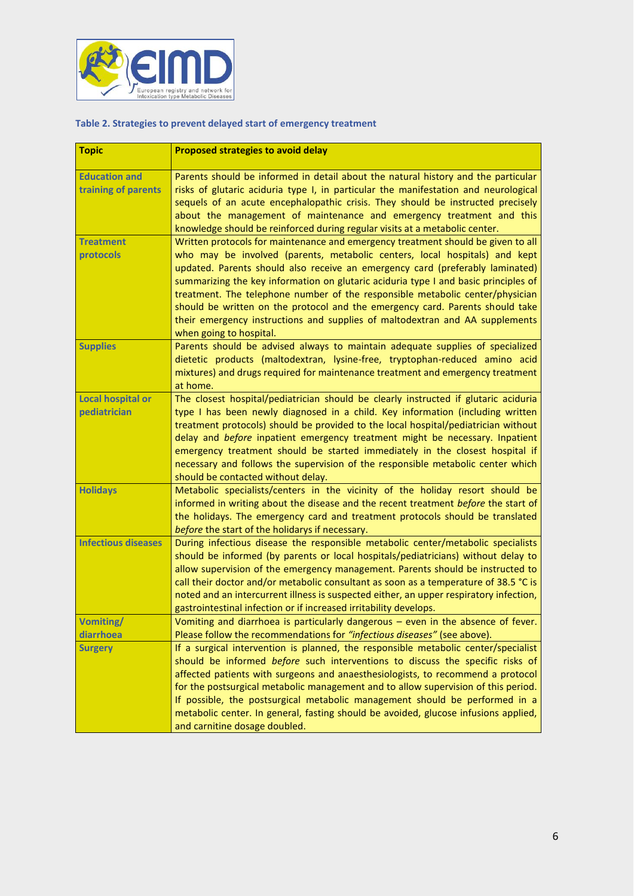### Table 2. Strategies to prevent delayed start of emergency treatment

| Topic | Proposed strategies to avoid delay |
|---|---|
| **Education and training of parents** | Parents should be informed in detail about the natural history and the particular risks of glutaric aciduria type I, in particular the manifestation and neurological sequels of an acute encephalopathic crisis. They should be instructed precisely about the management of maintenance and emergency treatment and this knowledge should be reinforced during regular visits at a metabolic center. |
| **Treatment protocols** | Written protocols for maintenance and emergency treatment should be given to all who may be involved (parents, metabolic centers, local hospitals) and kept updated. Parents should also receive an emergency card (preferably laminated) summarizing the key information on glutaric aciduria type I and basic principles of treatment. The telephone number of the responsible metabolic center/physician should be written on the protocol and the emergency card. Parents should take their emergency instructions and supplies of maltodextran and AA supplements when going to hospital. |
| **Supplies** | Parents should be advised always to maintain adequate supplies of specialized dietetic products (maltodextran, lysine-free, tryptophan-reduced amino acid mixtures) and drugs required for maintenance treatment and emergency treatment at home. |
| **Local hospital or pediatrician** | The closest hospital/pediatrician should be clearly instructed if glutaric aciduria type I has been newly diagnosed in a child. Key information (including written treatment protocols) should be provided to the local hospital/pediatrician without delay and *before* inpatient emergency treatment might be necessary. Inpatient emergency treatment should be started immediately in the closest hospital if necessary and follows the supervision of the responsible metabolic center which should be contacted without delay. |
| **Holidays** | Metabolic specialists/centers in the vicinity of the holiday resort should be informed in writing about the disease and the recent treatment *before* the start of the holidays. The emergency card and treatment protocols should be translated *before* the start of the holidarys if necessary. |
| **Infectious diseases** | During infectious disease the responsible metabolic center/metabolic specialists should be informed (by parents or local hospitals/pediatricians) without delay to allow supervision of the emergency management. Parents should be instructed to call their doctor and/or metabolic consultant as soon as a temperature of 38.5 °C is noted and an intercurrent illness is suspected either, an upper respiratory infection, gastrointestinal infection or if increased irritability develops. |
| **Vomiting/ diarrhoea** | Vomiting and diarrhoea is particularly dangerous – even in the absence of fever. Please follow the recommendations for *"infectious diseases"* (see above). |
| **Surgery** | If a surgical intervention is planned, the responsible metabolic center/specialist should be informed *before* such interventions to discuss the specific risks of affected patients with surgeons and anaesthesiologists, to recommend a protocol for the postsurgical metabolic management and to allow supervision of this period. If possible, the postsurgical metabolic management should be performed in a metabolic center. In general, fasting should be avoided, glucose infusions applied, and carnitine dosage doubled. |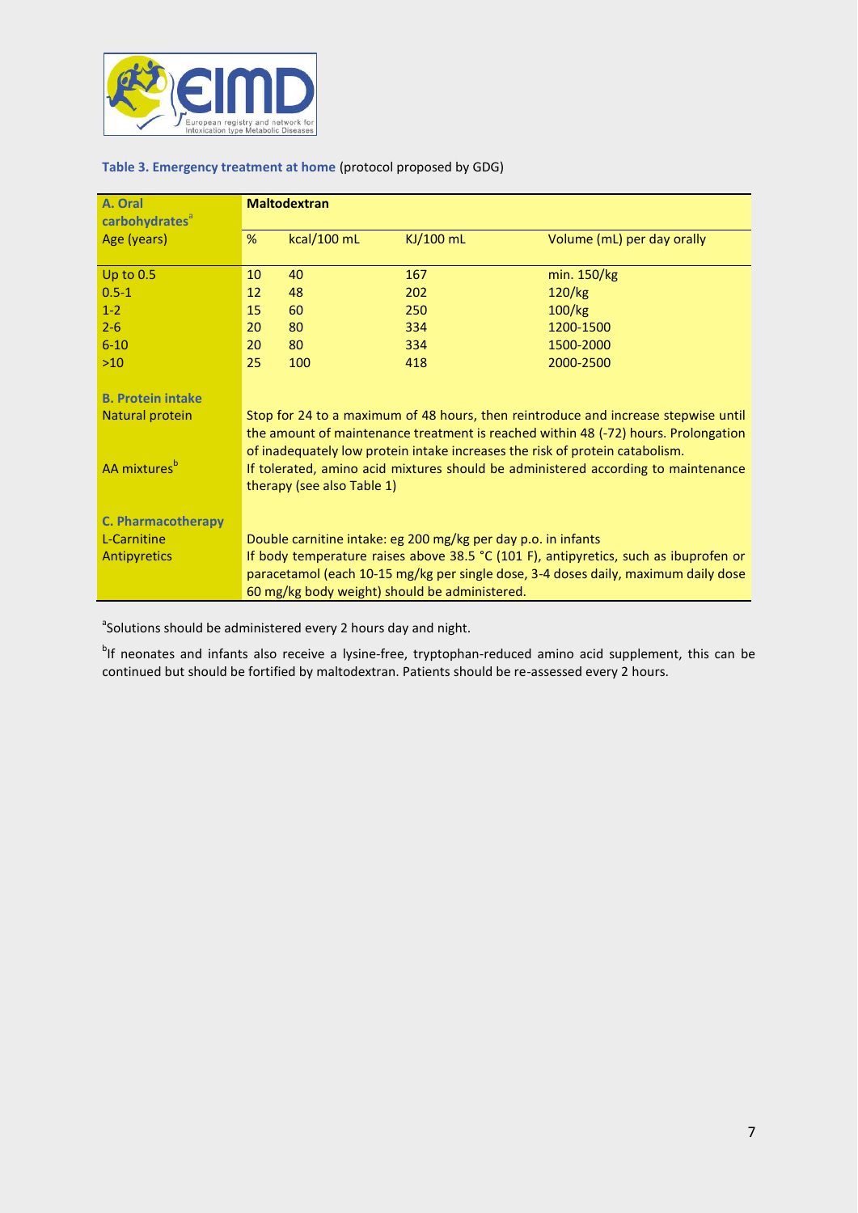**Table 3. Emergency treatment at home** (protocol proposed by GDG)

| A. Oral carbohydrates[a] | Maltodextran | | | |
|---|---|---|---|---|
| Age (years) | % | kcal/100 mL | KJ/100 mL | Volume (mL) per day orally |
| Up to 0.5 | 10 | 40 | 167 | min. 150/kg |
| 0.5-1 | 12 | 48 | 202 | 120/kg |
| 1-2 | 15 | 60 | 250 | 100/kg |
| 2-6 | 20 | 80 | 334 | 1200-1500 |
| 6-10 | 20 | 80 | 334 | 1500-2000 |
| >10 | 25 | 100 | 418 | 2000-2500 |
| **B. Protein intake** | | | | |
| Natural protein | Stop for 24 to a maximum of 48 hours, then reintroduce and increase stepwise until the amount of maintenance treatment is reached within 48 (-72) hours. Prolongation of inadequately low protein intake increases the risk of protein catabolism. | | | |
| AA mixtures[b] | If tolerated, amino acid mixtures should be administered according to maintenance therapy (see also Table 1) | | | |
| **C. Pharmacotherapy** | | | | |
| L-Carnitine | Double carnitine intake: eg 200 mg/kg per day p.o. in infants | | | |
| Antipyretics | If body temperature raises above 38.5 °C (101 F), antipyretics, such as ibuprofen or paracetamol (each 10-15 mg/kg per single dose, 3-4 doses daily, maximum daily dose 60 mg/kg body weight) should be administered. | | | |

[a]Solutions should be administered every 2 hours day and night.

[b]If neonates and infants also receive a lysine-free, tryptophan-reduced amino acid supplement, this can be continued but should be fortified by maltodextran. Patients should be re-assessed every 2 hours.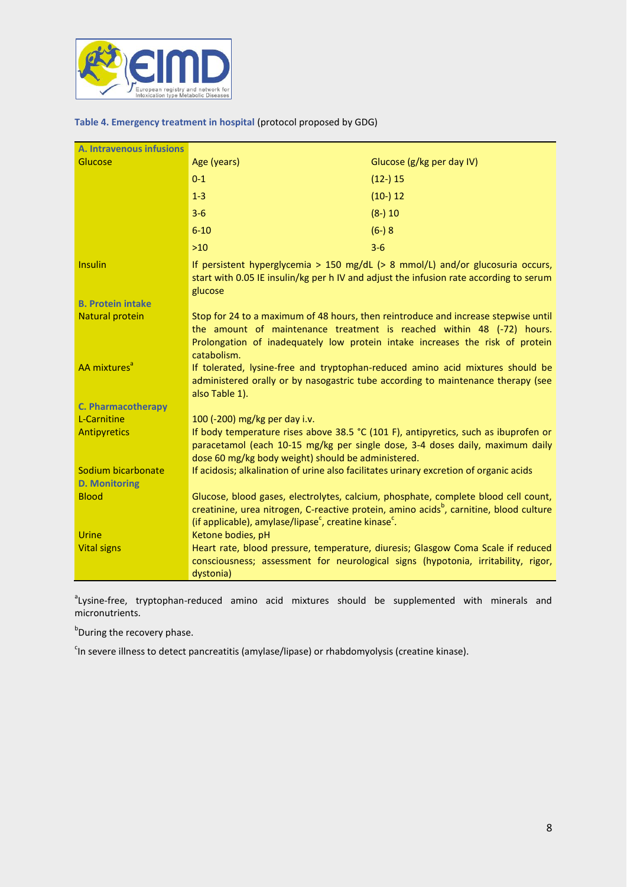**Table 4. Emergency treatment in hospital** (protocol proposed by GDG)

| **A. Intravenous infusions** | | |
|---|---|---|
| Glucose | Age (years) | Glucose (g/kg per day IV) |
| | 0-1 | (12-) 15 |
| | 1-3 | (10-) 12 |
| | 3-6 | (8-) 10 |
| | 6-10 | (6-) 8 |
| | >10 | 3-6 |
| Insulin | If persistent hyperglycemia > 150 mg/dL (> 8 mmol/L) and/or glucosuria occurs, start with 0.05 IE insulin/kg per h IV and adjust the infusion rate according to serum glucose | |
| **B. Protein intake** | | |
| Natural protein | Stop for 24 to a maximum of 48 hours, then reintroduce and increase stepwise until the amount of maintenance treatment is reached within 48 (-72) hours. Prolongation of inadequately low protein intake increases the risk of protein catabolism. | |
| AA mixtures[a] | If tolerated, lysine-free and tryptophan-reduced amino acid mixtures should be administered orally or by nasogastric tube according to maintenance therapy (see also Table 1). | |
| **C. Pharmacotherapy** | | |
| L-Carnitine | 100 (-200) mg/kg per day i.v. | |
| Antipyretics | If body temperature rises above 38.5 °C (101 F), antipyretics, such as ibuprofen or paracetamol (each 10-15 mg/kg per single dose, 3-4 doses daily, maximum daily dose 60 mg/kg body weight) should be administered. | |
| Sodium bicarbonate | If acidosis; alkalination of urine also facilitates urinary excretion of organic acids | |
| **D. Monitoring** | | |
| Blood | Glucose, blood gases, electrolytes, calcium, phosphate, complete blood cell count, creatinine, urea nitrogen, C-reactive protein, amino acids[b], carnitine, blood culture (if applicable), amylase/lipase[c], creatine kinase[c]. | |
| Urine | Ketone bodies, pH | |
| Vital signs | Heart rate, blood pressure, temperature, diuresis; Glasgow Coma Scale if reduced consciousness; assessment for neurological signs (hypotonia, irritability, rigor, dystonia) | |

[a]Lysine-free, tryptophan-reduced amino acid mixtures should be supplemented with minerals and micronutrients.

[b]During the recovery phase.

[c]In severe illness to detect pancreatitis (amylase/lipase) or rhabdomyolysis (creatine kinase).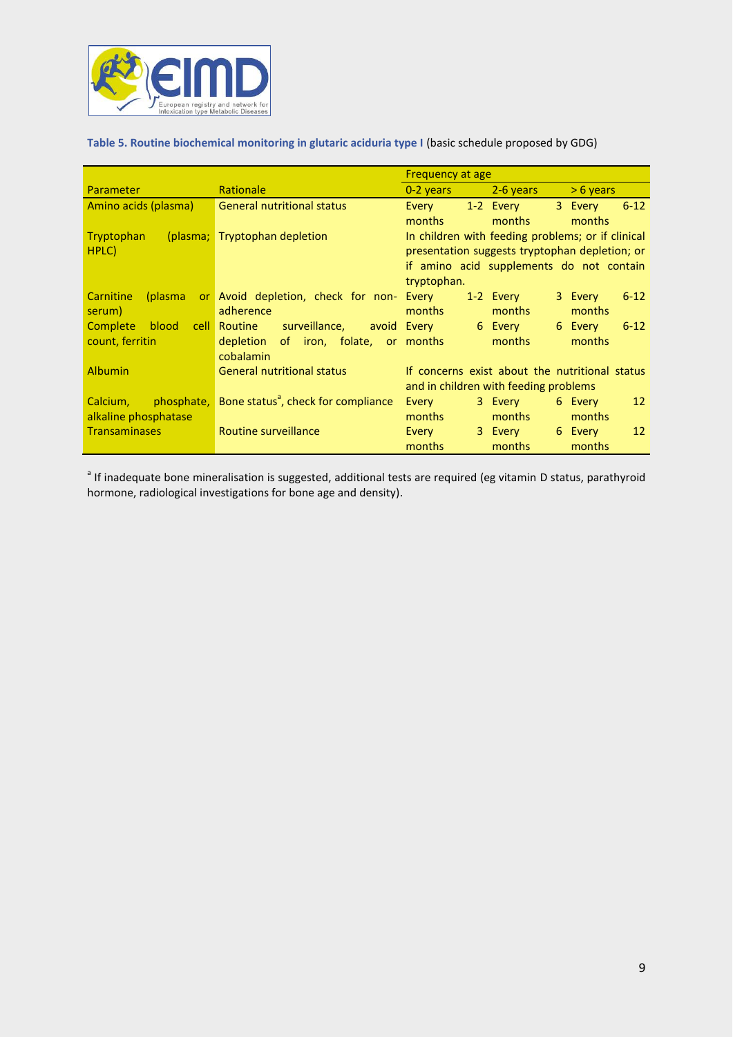**Table 5. Routine biochemical monitoring in glutaric aciduria type I** (basic schedule proposed by GDG)

| Parameter | Rationale | Frequency at age | | |
|---|---|---|---|---|
| | | 0-2 years | 2-6 years | > 6 years |
| Amino acids (plasma) | General nutritional status | Every 1-2 months | Every 3 months | Every 6-12 months |
| Tryptophan (plasma; HPLC) | Tryptophan depletion | In children with feeding problems; or if clinical presentation suggests tryptophan depletion; or if amino acid supplements do not contain tryptophan. | | |
| Carnitine (plasma or serum) | Avoid depletion, check for non-adherence | Every 1-2 months | Every 3 months | Every 6-12 months |
| Complete blood cell count, ferritin | Routine surveillance, avoid depletion of iron, folate, or cobalamin | Every 6 months | Every 6 months | Every 6-12 months |
| Albumin | General nutritional status | If concerns exist about the nutritional status and in children with feeding problems | | |
| Calcium, phosphate, alkaline phosphatase | Bone status[a], check for compliance | Every 3 months | Every 6 months | Every 12 months |
| Transaminases | Routine surveillance | Every 3 months | Every 6 months | Every 12 months |

[a] If inadequate bone mineralisation is suggested, additional tests are required (eg vitamin D status, parathyroid hormone, radiological investigations for bone age and density).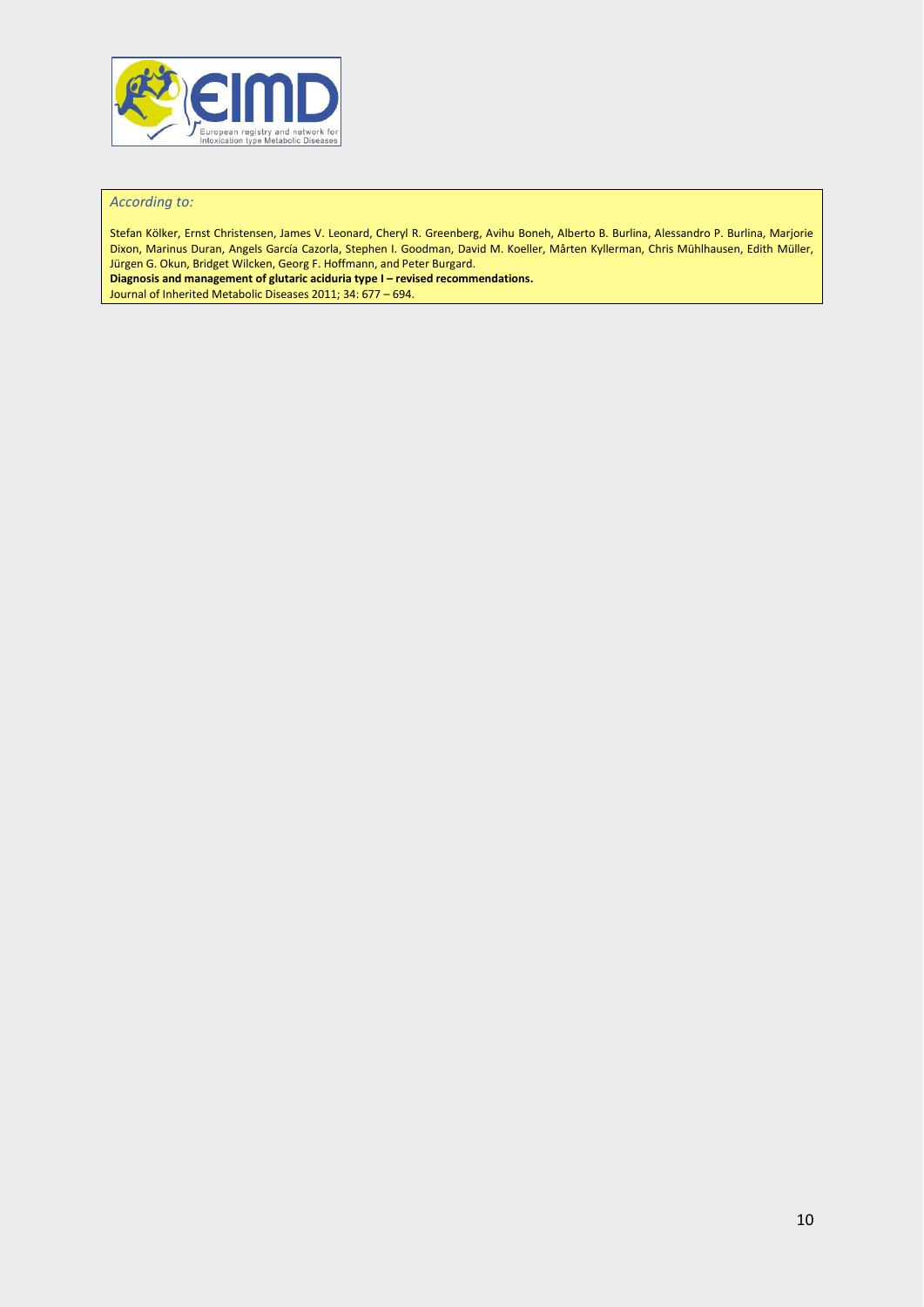*According to:*

Stefan Kölker, Ernst Christensen, James V. Leonard, Cheryl R. Greenberg, Avihu Boneh, Alberto B. Burlina, Alessandro P. Burlina, Marjorie Dixon, Marinus Duran, Angels García Cazorla, Stephen I. Goodman, David M. Koeller, Mårten Kyllerman, Chris Mühlhausen, Edith Müller, Jürgen G. Okun, Bridget Wilcken, Georg F. Hoffmann, and Peter Burgard.

**Diagnosis and management of glutaric aciduria type I – revised recommendations.**

Journal of Inherited Metabolic Diseases 2011; 34: 677 – 694.